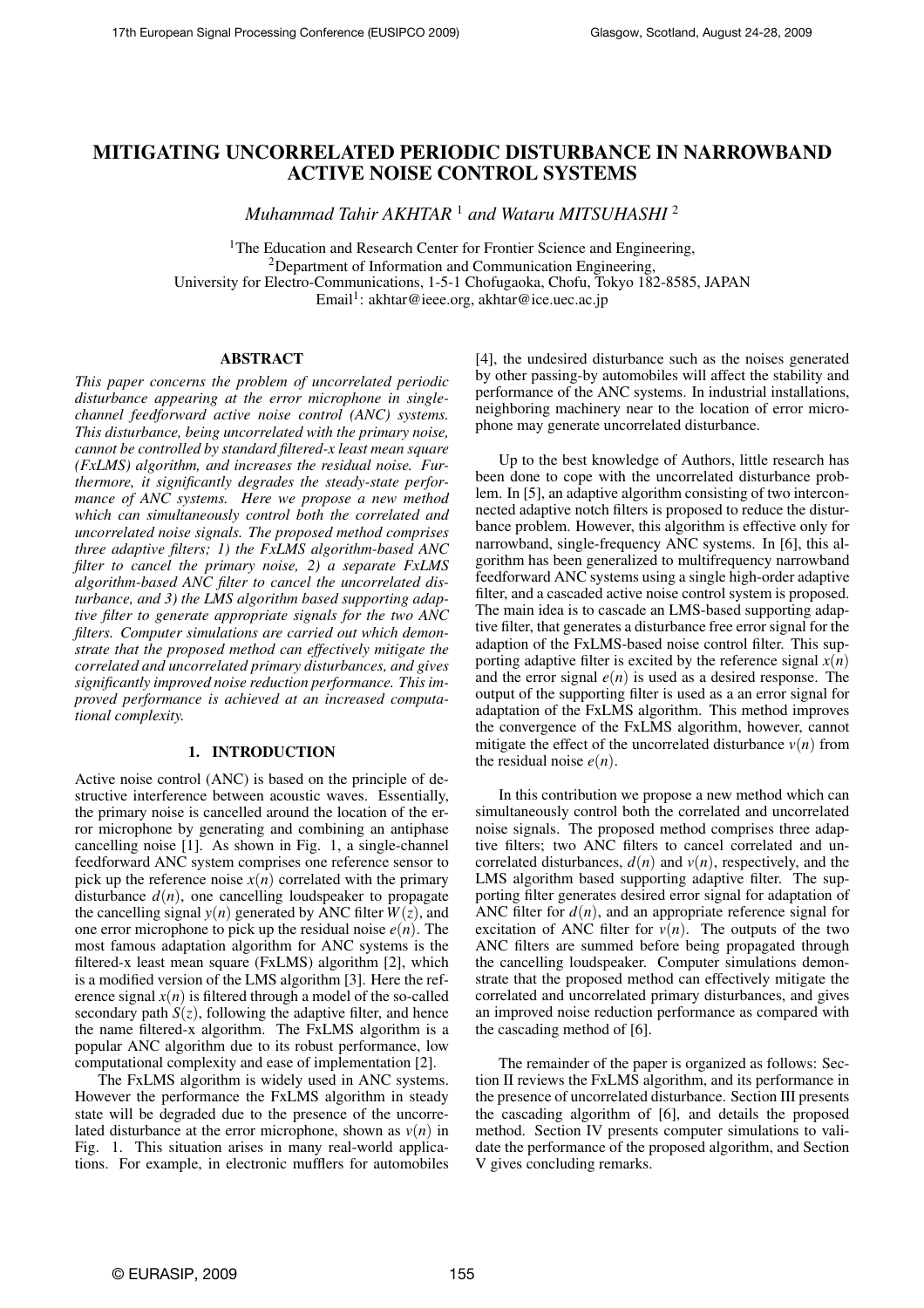# MITIGATING UNCORRELATED PERIODIC DISTURBANCE IN NARROWBAND ACTIVE NOISE CONTROL SYSTEMS

*Muhammad Tahir AKHTAR* [1] *and Wataru MITSUHASHI* [2]

[1]The Education and Research Center for Frontier Science and Engineering,
[2]Department of Information and Communication Engineering,
University for Electro-Communications, 1-5-1 Chofugaoka, Chofu, Tokyo 182-8585, JAPAN
Email[1]: akhtar@ieee.org, akhtar@ice.uec.ac.jp

## ABSTRACT

*This paper concerns the problem of uncorrelated periodic disturbance appearing at the error microphone in single-channel feedforward active noise control (ANC) systems. This disturbance, being uncorrelated with the primary noise, cannot be controlled by standard filtered-x least mean square (FxLMS) algorithm, and increases the residual noise. Furthermore, it significantly degrades the steady-state performance of ANC systems. Here we propose a new method which can simultaneously control both the correlated and uncorrelated noise signals. The proposed method comprises three adaptive filters; 1) the FxLMS algorithm-based ANC filter to cancel the primary noise, 2) a separate FxLMS algorithm-based ANC filter to cancel the uncorrelated disturbance, and 3) the LMS algorithm based supporting adaptive filter to generate appropriate signals for the two ANC filters. Computer simulations are carried out which demonstrate that the proposed method can effectively mitigate the correlated and uncorrelated primary disturbances, and gives significantly improved noise reduction performance. This improved performance is achieved at an increased computational complexity.*

## 1. INTRODUCTION

Active noise control (ANC) is based on the principle of destructive interference between acoustic waves. Essentially, the primary noise is cancelled around the location of the error microphone by generating and combining an antiphase cancelling noise [1]. As shown in Fig. 1, a single-channel feedforward ANC system comprises one reference sensor to pick up the reference noise $x(n)$ correlated with the primary disturbance $d(n)$, one cancelling loudspeaker to propagate the cancelling signal $y(n)$ generated by ANC filter $W(z)$, and one error microphone to pick up the residual noise $e(n)$. The most famous adaptation algorithm for ANC systems is the filtered-x least mean square (FxLMS) algorithm [2], which is a modified version of the LMS algorithm [3]. Here the reference signal $x(n)$ is filtered through a model of the so-called secondary path $S(z)$, following the adaptive filter, and hence the name filtered-x algorithm. The FxLMS algorithm is a popular ANC algorithm due to its robust performance, low computational complexity and ease of implementation [2].

The FxLMS algorithm is widely used in ANC systems. However the performance the FxLMS algorithm in steady state will be degraded due to the presence of the uncorrelated disturbance at the error microphone, shown as $v(n)$ in Fig. 1. This situation arises in many real-world applications. For example, in electronic mufflers for automobiles [4], the undesired disturbance such as the noises generated by other passing-by automobiles will affect the stability and performance of the ANC systems. In industrial installations, neighboring machinery near to the location of error microphone may generate uncorrelated disturbance.

Up to the best knowledge of Authors, little research has been done to cope with the uncorrelated disturbance problem. In [5], an adaptive algorithm consisting of two interconnected adaptive notch filters is proposed to reduce the disturbance problem. However, this algorithm is effective only for narrowband, single-frequency ANC systems. In [6], this algorithm has been generalized to multifrequency narrowband feedforward ANC systems using a single high-order adaptive filter, and a cascaded active noise control system is proposed. The main idea is to cascade an LMS-based supporting adaptive filter, that generates a disturbance free error signal for the adaption of the FxLMS-based noise control filter. This supporting adaptive filter is excited by the reference signal $x(n)$ and the error signal $e(n)$ is used as a desired response. The output of the supporting filter is used as a an error signal for adaptation of the FxLMS algorithm. This method improves the convergence of the FxLMS algorithm, however, cannot mitigate the effect of the uncorrelated disturbance $v(n)$ from the residual noise $e(n)$.

In this contribution we propose a new method which can simultaneously control both the correlated and uncorrelated noise signals. The proposed method comprises three adaptive filters; two ANC filters to cancel correlated and uncorrelated disturbances, $d(n)$ and $v(n)$, respectively, and the LMS algorithm based supporting adaptive filter. The supporting filter generates desired error signal for adaptation of ANC filter for $d(n)$, and an appropriate reference signal for excitation of ANC filter for $v(n)$. The outputs of the two ANC filters are summed before being propagated through the cancelling loudspeaker. Computer simulations demonstrate that the proposed method can effectively mitigate the correlated and uncorrelated primary disturbances, and gives an improved noise reduction performance as compared with the cascading method of [6].

The remainder of the paper is organized as follows: Section II reviews the FxLMS algorithm, and its performance in the presence of uncorrelated disturbance. Section III presents the cascading algorithm of [6], and details the proposed method. Section IV presents computer simulations to validate the performance of the proposed algorithm, and Section V gives concluding remarks.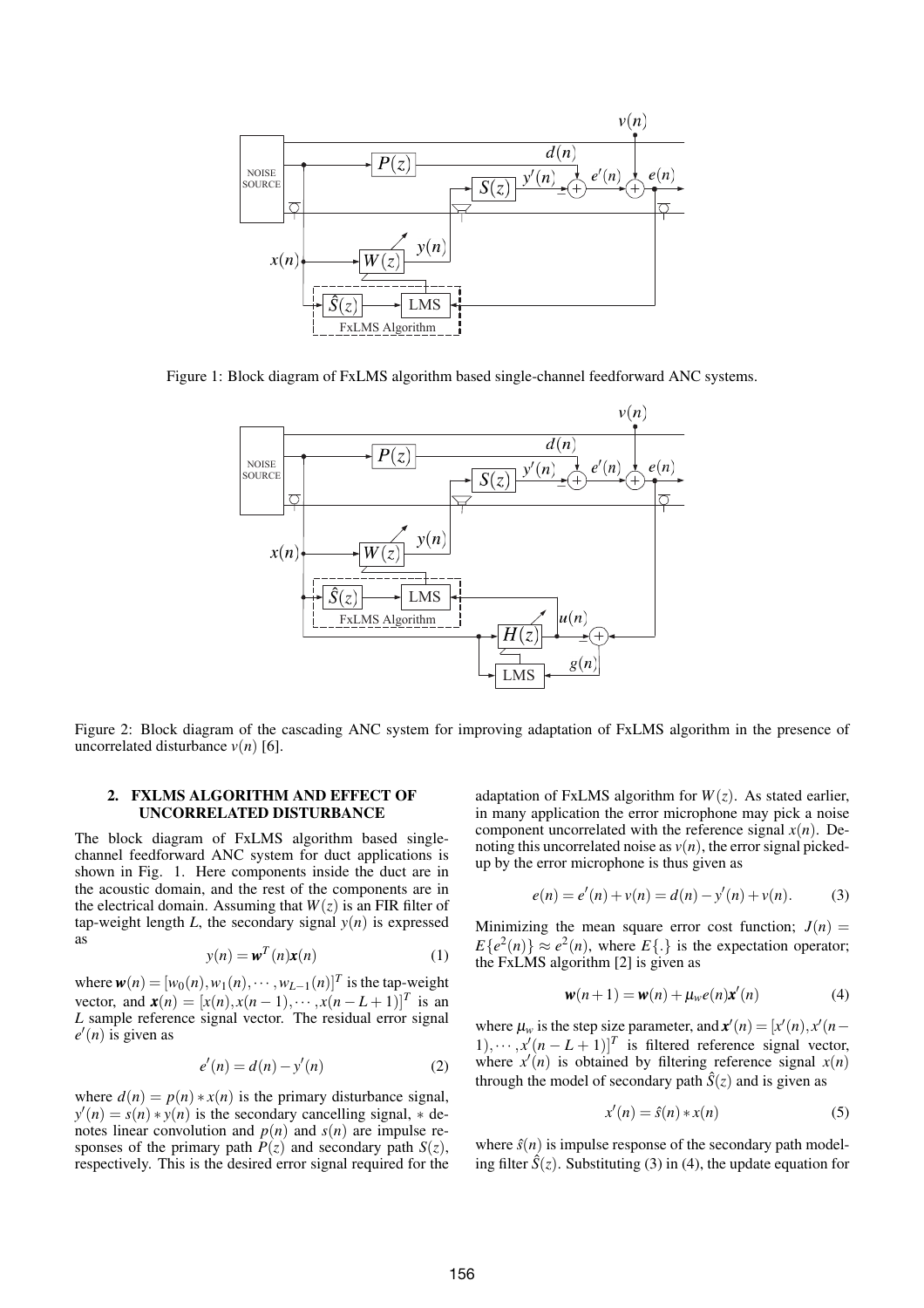Figure 1: Block diagram of FxLMS algorithm based single-channel feedforward ANC systems.

Figure 2: Block diagram of the cascading ANC system for improving adaptation of FxLMS algorithm in the presence of uncorrelated disturbance $v(n)$ [6].

## 2. FXLMS ALGORITHM AND EFFECT OF UNCORRELATED DISTURBANCE

The block diagram of FxLMS algorithm based single-channel feedforward ANC system for duct applications is shown in Fig. 1. Here components inside the duct are in the acoustic domain, and the rest of the components are in the electrical domain. Assuming that $W(z)$ is an FIR filter of tap-weight length $L$, the secondary signal $y(n)$ is expressed as

$$y(n) = \boldsymbol{w}^T(n)\boldsymbol{x}(n) \tag{1}$$

where $\boldsymbol{w}(n) = [w_0(n), w_1(n), \cdots, w_{L-1}(n)]^T$ is the tap-weight vector, and $\boldsymbol{x}(n) = [x(n), x(n-1), \cdots, x(n-L+1)]^T$ is an $L$ sample reference signal vector. The residual error signal $e'(n)$ is given as

$$e'(n) = d(n) - y'(n) \tag{2}$$

where $d(n) = p(n) * x(n)$ is the primary disturbance signal, $y'(n) = s(n) * y(n)$ is the secondary cancelling signal, $*$ denotes linear convolution and $p(n)$ and $s(n)$ are impulse responses of the primary path $P(z)$ and secondary path $S(z)$, respectively. This is the desired error signal required for the adaptation of FxLMS algorithm for $W(z)$. As stated earlier, in many application the error microphone may pick a noise component uncorrelated with the reference signal $x(n)$. Denoting this uncorrelated noise as $v(n)$, the error signal picked-up by the error microphone is thus given as

$$e(n) = e'(n) + v(n) = d(n) - y'(n) + v(n). \tag{3}$$

Minimizing the mean square error cost function; $J(n) = E\{e^2(n)\} \approx e^2(n)$, where $E\{.\}$ is the expectation operator; the FxLMS algorithm [2] is given as

$$\boldsymbol{w}(n+1) = \boldsymbol{w}(n) + \mu_w e(n)\boldsymbol{x}'(n) \tag{4}$$

where $\mu_w$ is the step size parameter, and $\boldsymbol{x}'(n) = [x'(n), x'(n-1), \cdots, x'(n-L+1)]^T$ is filtered reference signal vector, where $x'(n)$ is obtained by filtering reference signal $x(n)$ through the model of secondary path $\hat{S}(z)$ and is given as

$$x'(n) = \hat{s}(n) * x(n) \tag{5}$$

where $\hat{s}(n)$ is impulse response of the secondary path modeling filter $\hat{S}(z)$. Substituting (3) in (4), the update equation for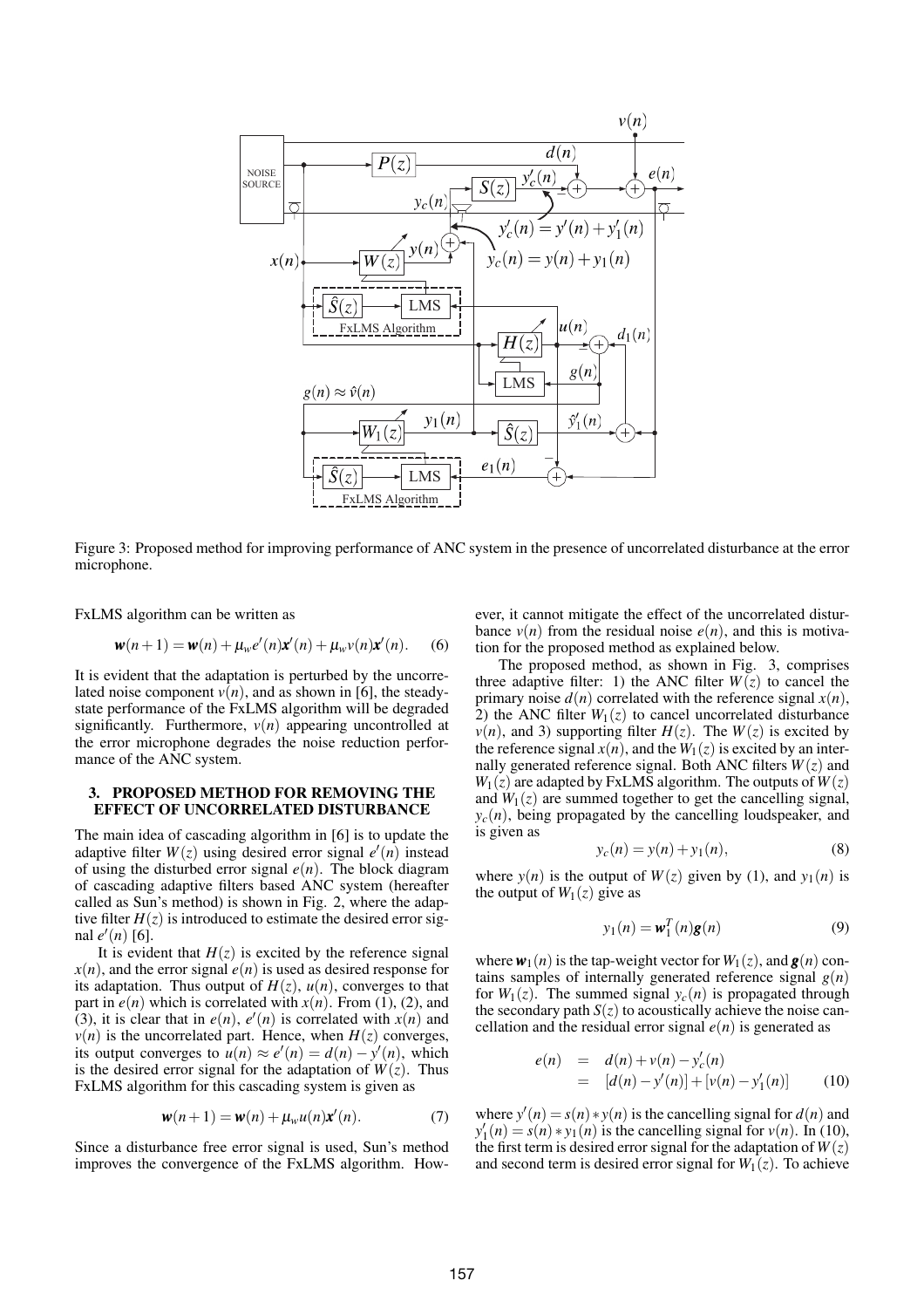Figure 3: Proposed method for improving performance of ANC system in the presence of uncorrelated disturbance at the error microphone.

FxLMS algorithm can be written as

$$\boldsymbol{w}(n+1) = \boldsymbol{w}(n) + \mu_w e'(n)\boldsymbol{x}'(n) + \mu_w v(n)\boldsymbol{x}'(n). \quad (6)$$

It is evident that the adaptation is perturbed by the uncorrelated noise component $v(n)$, and as shown in [6], the steady-state performance of the FxLMS algorithm will be degraded significantly. Furthermore, $v(n)$ appearing uncontrolled at the error microphone degrades the noise reduction performance of the ANC system.

### 3. PROPOSED METHOD FOR REMOVING THE EFFECT OF UNCORRELATED DISTURBANCE

The main idea of cascading algorithm in [6] is to update the adaptive filter $W(z)$ using desired error signal $e'(n)$ instead of using the disturbed error signal $e(n)$. The block diagram of cascading adaptive filters based ANC system (hereafter called as Sun's method) is shown in Fig. 2, where the adaptive filter $H(z)$ is introduced to estimate the desired error signal $e'(n)$ [6].

It is evident that $H(z)$ is excited by the reference signal $x(n)$, and the error signal $e(n)$ is used as desired response for its adaptation. Thus output of $H(z)$, $u(n)$, converges to that part in $e(n)$ which is correlated with $x(n)$. From (1), (2), and (3), it is clear that in $e(n)$, $e'(n)$ is correlated with $x(n)$ and $v(n)$ is the uncorrelated part. Hence, when $H(z)$ converges, its output converges to $u(n) \approx e'(n) = d(n) - y'(n)$, which is the desired error signal for the adaptation of $W(z)$. Thus FxLMS algorithm for this cascading system is given as

$$\boldsymbol{w}(n+1) = \boldsymbol{w}(n) + \mu_w u(n)\boldsymbol{x}'(n). \quad (7)$$

Since a disturbance free error signal is used, Sun's method improves the convergence of the FxLMS algorithm. However, it cannot mitigate the effect of the uncorrelated disturbance $v(n)$ from the residual noise $e(n)$, and this is motivation for the proposed method as explained below.

The proposed method, as shown in Fig. 3, comprises three adaptive filter: 1) the ANC filter $W(z)$ to cancel the primary noise $d(n)$ correlated with the reference signal $x(n)$, 2) the ANC filter $W_1(z)$ to cancel uncorrelated disturbance $v(n)$, and 3) supporting filter $H(z)$. The $W(z)$ is excited by the reference signal $x(n)$, and the $W_1(z)$ is excited by an internally generated reference signal. Both ANC filters $W(z)$ and $W_1(z)$ are adapted by FxLMS algorithm. The outputs of $W(z)$ and $W_1(z)$ are summed together to get the cancelling signal, $y_c(n)$, being propagated by the cancelling loudspeaker, and is given as

$$y_c(n) = y(n) + y_1(n), \quad (8)$$

where $y(n)$ is the output of $W(z)$ given by (1), and $y_1(n)$ is the output of $W_1(z)$ give as

$$y_1(n) = \boldsymbol{w}_1^T(n)\boldsymbol{g}(n) \quad (9)$$

where $\boldsymbol{w}_1(n)$ is the tap-weight vector for $W_1(z)$, and $\boldsymbol{g}(n)$ contains samples of internally generated reference signal $g(n)$ for $W_1(z)$. The summed signal $y_c(n)$ is propagated through the secondary path $S(z)$ to acoustically achieve the noise cancellation and the residual error signal $e(n)$ is generated as

$$\begin{aligned} e(n) &= d(n) + v(n) - y_c'(n) \\ &= [d(n) - y'(n)] + [v(n) - y_1'(n)] \end{aligned} \quad (10)$$

where $y'(n) = s(n) * y(n)$ is the cancelling signal for $d(n)$ and $y_1'(n) = s(n) * y_1(n)$ is the cancelling signal for $v(n)$. In (10), the first term is desired error signal for the adaptation of $W(z)$ and second term is desired error signal for $W_1(z)$. To achieve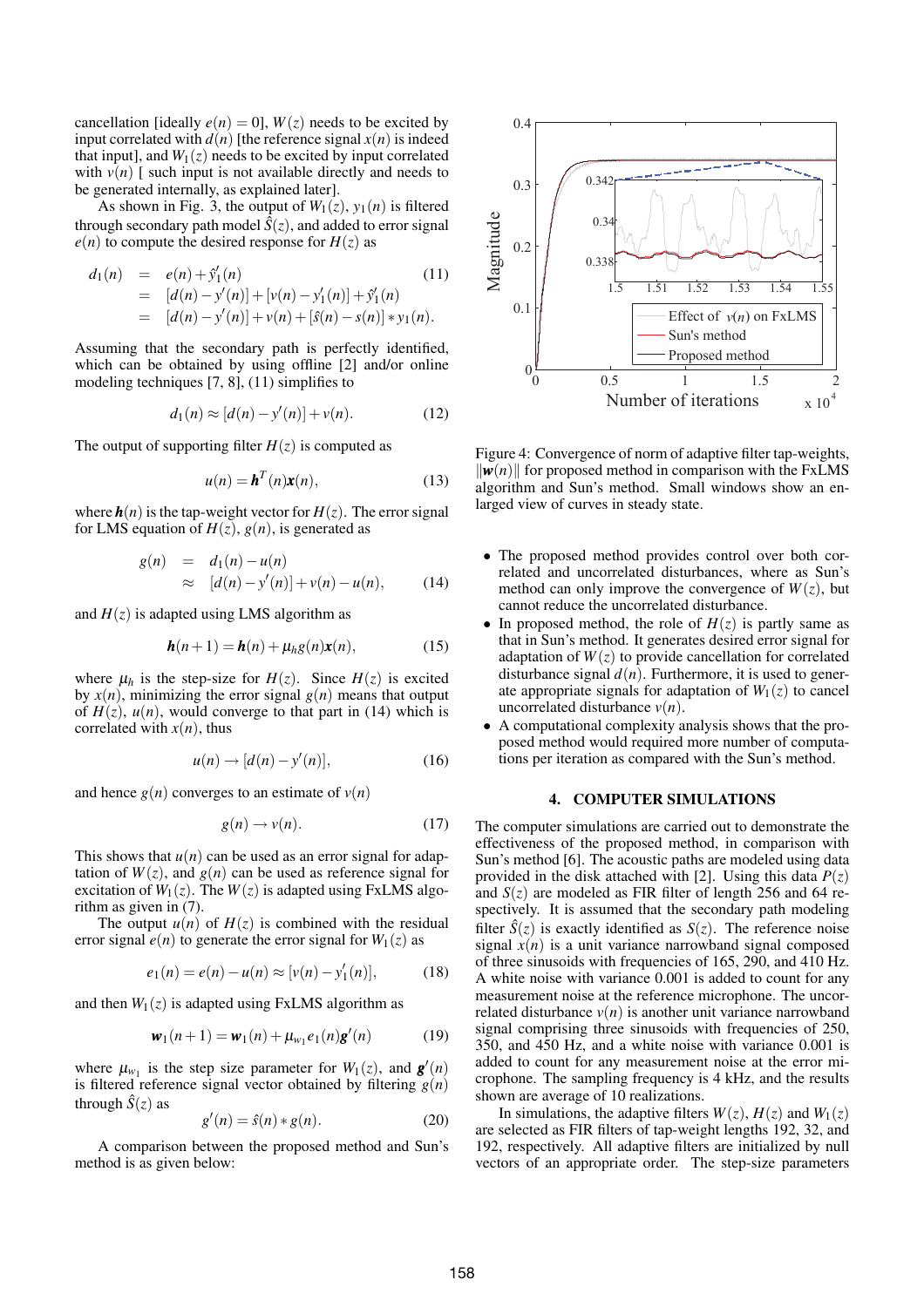cancellation [ideally $e(n) = 0$], $W(z)$ needs to be excited by input correlated with $d(n)$ [the reference signal $x(n)$ is indeed that input], and $W_1(z)$ needs to be excited by input correlated with $v(n)$ [ such input is not available directly and needs to be generated internally, as explained later].

As shown in Fig. 3, the output of $W_1(z)$, $y_1(n)$ is filtered through secondary path model $\hat{S}(z)$, and added to error signal $e(n)$ to compute the desired response for $H(z)$ as

$$
\begin{aligned}
d_1(n) &= e(n) + \hat{y}_1'(n) \\
&= [d(n) - y'(n)] + [v(n) - y_1'(n)] + \hat{y}_1'(n) \\
&= [d(n) - y'(n)] + v(n) + [\hat{s}(n) - s(n)] * y_1(n).
\end{aligned}
\tag{11}
$$

Assuming that the secondary path is perfectly identified, which can be obtained by using offline [2] and/or online modeling techniques [7, 8], (11) simplifies to

$$
d_1(n) \approx [d(n) - y'(n)] + v(n). \tag{12}
$$

The output of supporting filter $H(z)$ is computed as

$$
u(n) = \boldsymbol{h}^T(n)\boldsymbol{x}(n), \tag{13}
$$

where $\boldsymbol{h}(n)$ is the tap-weight vector for $H(z)$. The error signal for LMS equation of $H(z)$, $g(n)$, is generated as

$$
\begin{aligned}
g(n) &= d_1(n) - u(n) \\
&\approx [d(n) - y'(n)] + v(n) - u(n),
\end{aligned}
\tag{14}
$$

and $H(z)$ is adapted using LMS algorithm as

$$
\boldsymbol{h}(n+1) = \boldsymbol{h}(n) + \mu_h g(n)\boldsymbol{x}(n), \tag{15}
$$

where $\mu_h$ is the step-size for $H(z)$. Since $H(z)$ is excited by $x(n)$, minimizing the error signal $g(n)$ means that output of $H(z)$, $u(n)$, would converge to that part in (14) which is correlated with $x(n)$, thus

$$
u(n) \rightarrow [d(n) - y'(n)], \tag{16}
$$

and hence $g(n)$ converges to an estimate of $v(n)$

$$
g(n) \rightarrow v(n). \tag{17}
$$

This shows that $u(n)$ can be used as an error signal for adaptation of $W(z)$, and $g(n)$ can be used as reference signal for excitation of $W_1(z)$. The $W(z)$ is adapted using FxLMS algorithm as given in (7).

The output $u(n)$ of $H(z)$ is combined with the residual error signal $e(n)$ to generate the error signal for $W_1(z)$ as

$$
e_1(n) = e(n) - u(n) \approx [v(n) - y_1'(n)], \tag{18}
$$

and then $W_1(z)$ is adapted using FxLMS algorithm as

$$
\boldsymbol{w}_1(n+1) = \boldsymbol{w}_1(n) + \mu_{w_1} e_1(n)\boldsymbol{g}'(n) \tag{19}
$$

where $\mu_{w_1}$ is the step size parameter for $W_1(z)$, and $\boldsymbol{g}'(n)$ is filtered reference signal vector obtained by filtering $g(n)$ through $\hat{S}(z)$ as

$$
g'(n) = \hat{s}(n) * g(n). \tag{20}
$$

A comparison between the proposed method and Sun's method is as given below:

Figure 4: Convergence of norm of adaptive filter tap-weights, $\|\boldsymbol{w}(n)\|$ for proposed method in comparison with the FxLMS algorithm and Sun's method. Small windows show an enlarged view of curves in steady state.

- The proposed method provides control over both correlated and uncorrelated disturbances, where as Sun's method can only improve the convergence of $W(z)$, but cannot reduce the uncorrelated disturbance.
- In proposed method, the role of $H(z)$ is partly same as that in Sun's method. It generates desired error signal for adaptation of $W(z)$ to provide cancellation for correlated disturbance signal $d(n)$. Furthermore, it is used to generate appropriate signals for adaptation of $W_1(z)$ to cancel uncorrelated disturbance $v(n)$.
- A computational complexity analysis shows that the proposed method would required more number of computations per iteration as compared with the Sun's method.

## 4. COMPUTER SIMULATIONS

The computer simulations are carried out to demonstrate the effectiveness of the proposed method, in comparison with Sun's method [6]. The acoustic paths are modeled using data provided in the disk attached with [2]. Using this data $P(z)$ and $S(z)$ are modeled as FIR filter of length 256 and 64 respectively. It is assumed that the secondary path modeling filter $\hat{S}(z)$ is exactly identified as $S(z)$. The reference noise signal $x(n)$ is a unit variance narrowband signal composed of three sinusoids with frequencies of 165, 290, and 410 Hz. A white noise with variance 0.001 is added to count for any measurement noise at the reference microphone. The uncorrelated disturbance $v(n)$ is another unit variance narrowband signal comprising three sinusoids with frequencies of 250, 350, and 450 Hz, and a white noise with variance 0.001 is added to count for any measurement noise at the error microphone. The sampling frequency is 4 kHz, and the results shown are average of 10 realizations.

In simulations, the adaptive filters $W(z)$, $H(z)$ and $W_1(z)$ are selected as FIR filters of tap-weight lengths 192, 32, and 192, respectively. All adaptive filters are initialized by null vectors of an appropriate order. The step-size parameters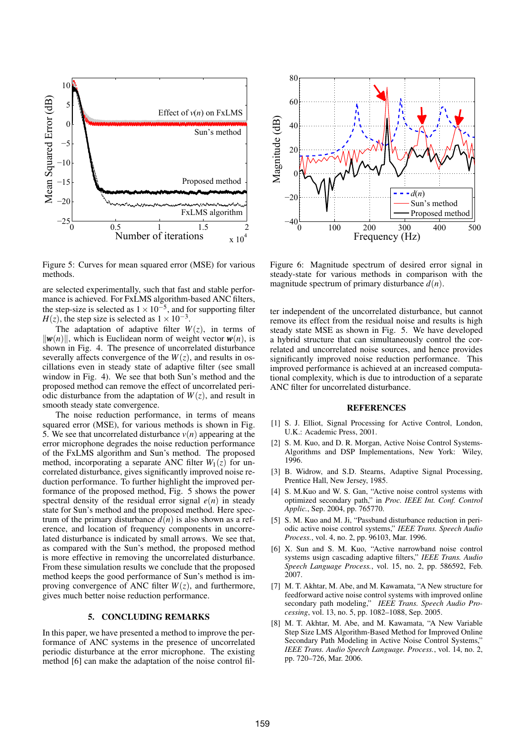10
5
0
−5
−10
−15
−20
−25
0
0.5
1
1.5
2
x $10^4$
Mean Squared Error (dB)
Number of iterations
Effect of $v(n)$ on FxLMS
Sun's method
Proposed method
FxLMS algorithm

Figure 5: Curves for mean squared error (MSE) for various methods.

80
60
40
20
0
−20
−40
0
100
200
300
400
500
Magnitude (dB)
Frequency (Hz)
$d(n)$
Sun's method
Proposed method

Figure 6: Magnitude spectrum of desired error signal in steady-state for various methods in comparison with the magnitude spectrum of primary disturbance $d(n)$.

are selected experimentally, such that fast and stable performance is achieved. For FxLMS algorithm-based ANC filters, the step-size is selected as $1 \times 10^{-5}$, and for supporting filter $H(z)$, the step size is selected as $1 \times 10^{-3}$.

The adaptation of adaptive filter $W(z)$, in terms of $\|\mathbf{w}(n)\|$, which is Euclidean norm of weight vector $\mathbf{w}(n)$, is shown in Fig. 4. The presence of uncorrelated disturbance severally affects convergence of the $W(z)$, and results in oscillations even in steady state of adaptive filter (see small window in Fig. 4). We see that both Sun's method and the proposed method can remove the effect of uncorrelated periodic disturbance from the adaptation of $W(z)$, and result in smooth steady state convergence.

The noise reduction performance, in terms of means squared error (MSE), for various methods is shown in Fig. 5. We see that uncorrelated disturbance $v(n)$ appearing at the error microphone degrades the noise reduction performance of the FxLMS algorithm and Sun's method. The proposed method, incorporating a separate ANC filter $W_1(z)$ for uncorrelated disturbance, gives significantly improved noise reduction performance. To further highlight the improved performance of the proposed method, Fig. 5 shows the power spectral density of the residual error signal $e(n)$ in steady state for Sun's method and the proposed method. Here spectrum of the primary disturbance $d(n)$ is also shown as a reference, and location of frequency components in uncorrelated disturbance is indicated by small arrows. We see that, as compared with the Sun's method, the proposed method is more effective in removing the uncorrelated disturbance. From these simulation results we conclude that the proposed method keeps the good performance of Sun's method is improving convergence of ANC filter $W(z)$, and furthermore, gives much better noise reduction performance.

## 5. CONCLUDING REMARKS

In this paper, we have presented a method to improve the performance of ANC systems in the presence of uncorrelated periodic disturbance at the error microphone. The existing method [6] can make the adaptation of the noise control filter independent of the uncorrelated disturbance, but cannot remove its effect from the residual noise and results is high steady state MSE as shown in Fig. 5. We have developed a hybrid structure that can simultaneously control the correlated and uncorrelated noise sources, and hence provides significantly improved noise reduction performance. This improved performance is achieved at an increased computational complexity, which is due to introduction of a separate ANC filter for uncorrelated disturbance.

## REFERENCES

[1] S. J. Elliot, Signal Processing for Active Control, London, U.K.: Academic Press, 2001.

[2] S. M. Kuo, and D. R. Morgan, Active Noise Control Systems-Algorithms and DSP Implementations, New York: Wiley, 1996.

[3] B. Widrow, and S.D. Stearns, Adaptive Signal Processing, Prentice Hall, New Jersey, 1985.

[4] S. M.Kuo and W. S. Gan, "Active noise control systems with optimized secondary path," in *Proc. IEEE Int. Conf. Control Applic.*, Sep. 2004, pp. 765770.

[5] S. M. Kuo and M. Ji, "Passband disturbance reduction in periodic active noise control systems," *IEEE Trans. Speech Audio Process.*, vol. 4, no. 2, pp. 96103, Mar. 1996.

[6] X. Sun and S. M. Kuo, "Active narrowband noise control systems usign cascading adaptive filters," *IEEE Trans. Audio Speech Language Process.*, vol. 15, no. 2, pp. 586592, Feb. 2007.

[7] M. T. Akhtar, M. Abe, and M. Kawamata, "A New structure for feedforward active noise control systems with improved online secondary path modeling," *IEEE Trans. Speech Audio Processing*, vol. 13, no. 5, pp. 1082–1088, Sep. 2005.

[8] M. T. Akhtar, M. Abe, and M. Kawamata, "A New Variable Step Size LMS Algorithm-Based Method for Improved Online Secondary Path Modeling in Active Noise Control Systems," *IEEE Trans. Audio Speech Language. Process.*, vol. 14, no. 2, pp. 720–726, Mar. 2006.